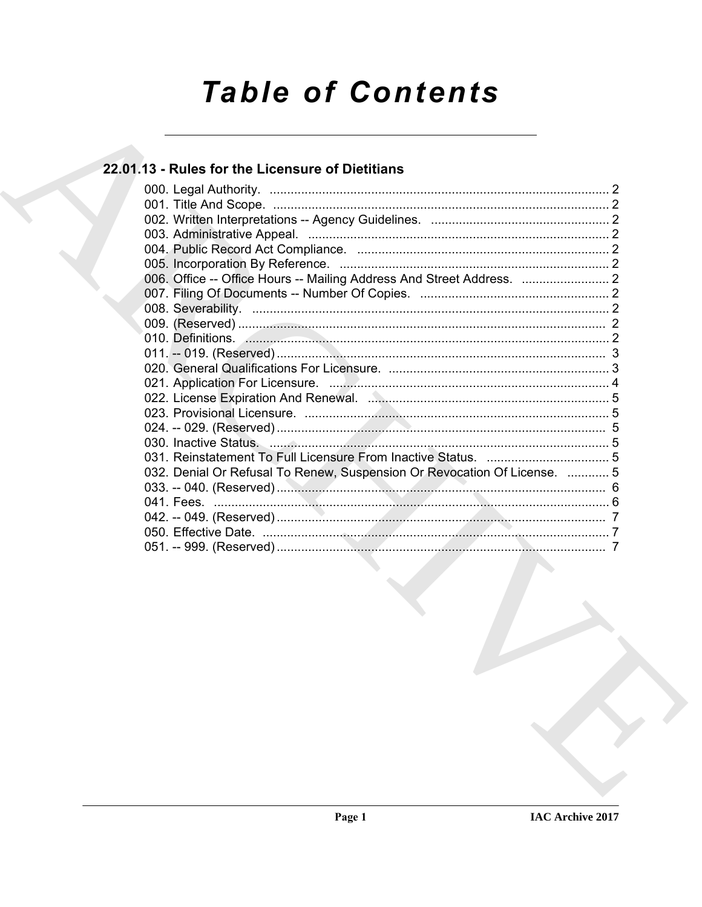# Table of Contents

## 22.01.13 - Rules for the Licensure of Dietitians

000. Legal Authority. ........................................................................................ 2
001. Title And Scope. ........................................................................................ 2
002. Written Interpretations -- Agency Guidelines. ........................................ 2
003. Administrative Appeal. ............................................................................. 2
004. Public Record Act Compliance. ............................................................... 2
005. Incorporation By Reference. .................................................................... 2
006. Office -- Office Hours -- Mailing Address And Street Address. ............ 2
007. Filing Of Documents -- Number Of Copies. ........................................... 2
008. Severability. ............................................................................................. 2
009. (Reserved) ................................................................................................ 2
010. Definitions. ............................................................................................... 2
011. -- 019. (Reserved) ..................................................................................... 3
020. General Qualifications For Licensure. ..................................................... 3
021. Application For Licensure. ....................................................................... 4
022. License Expiration And Renewal. ............................................................ 5
023. Provisional Licensure. .............................................................................. 5
024. -- 029. (Reserved) ..................................................................................... 5
030. Inactive Status. ......................................................................................... 5
031. Reinstatement To Full Licensure From Inactive Status. ........................... 5
032. Denial Or Refusal To Renew, Suspension Or Revocation Of License. ..... 5
033. -- 040. (Reserved) ..................................................................................... 6
041. Fees. ......................................................................................................... 6
042. -- 049. (Reserved) ..................................................................................... 7
050. Effective Date. .......................................................................................... 7
051. -- 999. (Reserved) ..................................................................................... 7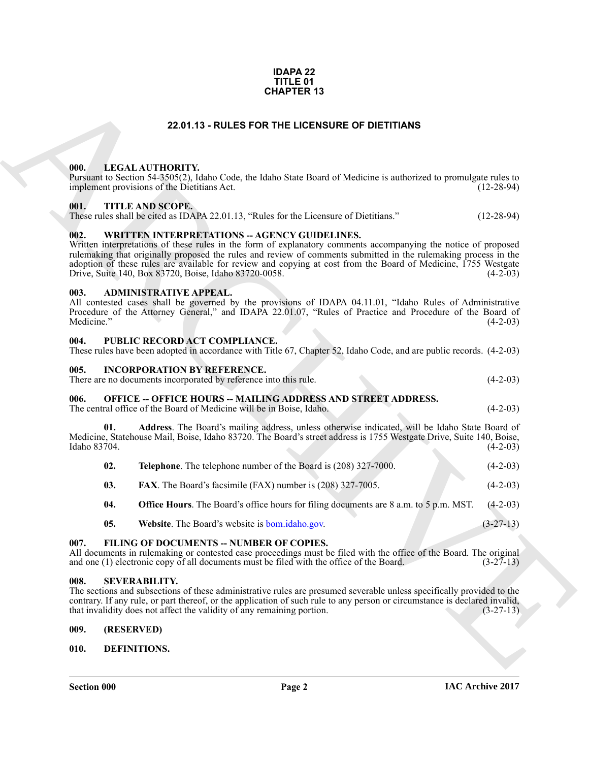# IDAPA 22
# TITLE 01
# CHAPTER 13

## 22.01.13 - RULES FOR THE LICENSURE OF DIETITIANS

### 000. LEGAL AUTHORITY.

Pursuant to Section 54-3505(2), Idaho Code, the Idaho State Board of Medicine is authorized to promulgate rules to implement provisions of the Dietitians Act. (12-28-94)

### 001. TITLE AND SCOPE.

These rules shall be cited as IDAPA 22.01.13, "Rules for the Licensure of Dietitians." (12-28-94)

### 002. WRITTEN INTERPRETATIONS -- AGENCY GUIDELINES.

Written interpretations of these rules in the form of explanatory comments accompanying the notice of proposed rulemaking that originally proposed the rules and review of comments submitted in the rulemaking process in the adoption of these rules are available for review and copying at cost from the Board of Medicine, 1755 Westgate Drive, Suite 140, Box 83720, Boise, Idaho 83720-0058. (4-2-03)

### 003. ADMINISTRATIVE APPEAL.

All contested cases shall be governed by the provisions of IDAPA 04.11.01, "Idaho Rules of Administrative Procedure of the Attorney General," and IDAPA 22.01.07, "Rules of Practice and Procedure of the Board of Medicine." (4-2-03)

### 004. PUBLIC RECORD ACT COMPLIANCE.

These rules have been adopted in accordance with Title 67, Chapter 52, Idaho Code, and are public records. (4-2-03)

### 005. INCORPORATION BY REFERENCE.

There are no documents incorporated by reference into this rule. (4-2-03)

### 006. OFFICE -- OFFICE HOURS -- MAILING ADDRESS AND STREET ADDRESS.

The central office of the Board of Medicine will be in Boise, Idaho. (4-2-03)

**01. Address**. The Board's mailing address, unless otherwise indicated, will be Idaho State Board of Medicine, Statehouse Mail, Boise, Idaho 83720. The Board's street address is 1755 Westgate Drive, Suite 140, Boise, Idaho 83704. (4-2-03)

**02. Telephone**. The telephone number of the Board is (208) 327-7000. (4-2-03)

**03. FAX**. The Board's facsimile (FAX) number is (208) 327-7005. (4-2-03)

**04. Office Hours**. The Board's office hours for filing documents are 8 a.m. to 5 p.m. MST. (4-2-03)

**05. Website**. The Board's website is bom.idaho.gov. (3-27-13)

### 007. FILING OF DOCUMENTS -- NUMBER OF COPIES.

All documents in rulemaking or contested case proceedings must be filed with the office of the Board. The original and one (1) electronic copy of all documents must be filed with the office of the Board. (3-27-13)

### 008. SEVERABILITY.

The sections and subsections of these administrative rules are presumed severable unless specifically provided to the contrary. If any rule, or part thereof, or the application of such rule to any person or circumstance is declared invalid, that invalidity does not affect the validity of any remaining portion. (3-27-13)

### 009. (RESERVED)

### 010. DEFINITIONS.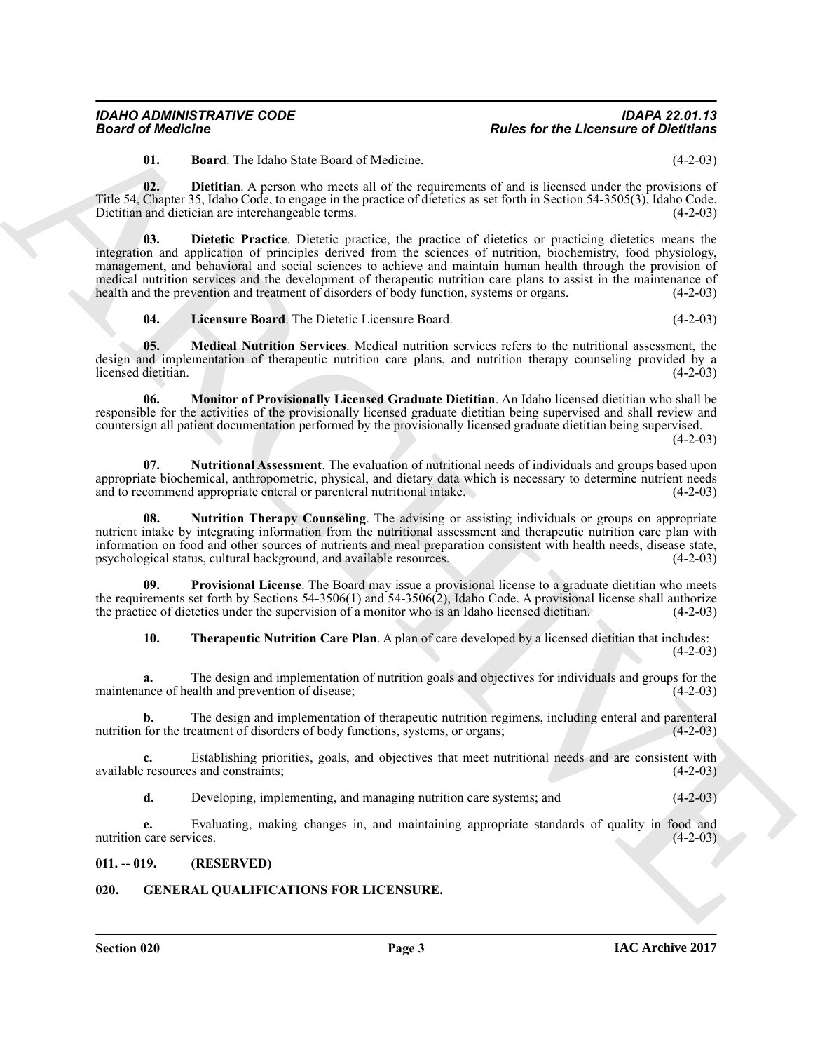**01. Board**. The Idaho State Board of Medicine. (4-2-03)

**02. Dietitian**. A person who meets all of the requirements of and is licensed under the provisions of Title 54, Chapter 35, Idaho Code, to engage in the practice of dietetics as set forth in Section 54-3505(3), Idaho Code. Dietitian and dietician are interchangeable terms. (4-2-03)

**03. Dietetic Practice**. Dietetic practice, the practice of dietetics or practicing dietetics means the integration and application of principles derived from the sciences of nutrition, biochemistry, food physiology, management, and behavioral and social sciences to achieve and maintain human health through the provision of medical nutrition services and the development of therapeutic nutrition care plans to assist in the maintenance of health and the prevention and treatment of disorders of body function, systems or organs. (4-2-03)

**04. Licensure Board**. The Dietetic Licensure Board. (4-2-03)

**05. Medical Nutrition Services**. Medical nutrition services refers to the nutritional assessment, the design and implementation of therapeutic nutrition care plans, and nutrition therapy counseling provided by a licensed dietitian. (4-2-03)

**06. Monitor of Provisionally Licensed Graduate Dietitian**. An Idaho licensed dietitian who shall be responsible for the activities of the provisionally licensed graduate dietitian being supervised and shall review and countersign all patient documentation performed by the provisionally licensed graduate dietitian being supervised. (4-2-03)

**07. Nutritional Assessment**. The evaluation of nutritional needs of individuals and groups based upon appropriate biochemical, anthropometric, physical, and dietary data which is necessary to determine nutrient needs and to recommend appropriate enteral or parenteral nutritional intake. (4-2-03)

**08. Nutrition Therapy Counseling**. The advising or assisting individuals or groups on appropriate nutrient intake by integrating information from the nutritional assessment and therapeutic nutrition care plan with information on food and other sources of nutrients and meal preparation consistent with health needs, disease state, psychological status, cultural background, and available resources. (4-2-03)

**09. Provisional License**. The Board may issue a provisional license to a graduate dietitian who meets the requirements set forth by Sections 54-3506(1) and 54-3506(2), Idaho Code. A provisional license shall authorize the practice of dietetics under the supervision of a monitor who is an Idaho licensed dietitian. (4-2-03)

**10. Therapeutic Nutrition Care Plan**. A plan of care developed by a licensed dietitian that includes: (4-2-03)

**a.** The design and implementation of nutrition goals and objectives for individuals and groups for the maintenance of health and prevention of disease; (4-2-03)

**b.** The design and implementation of therapeutic nutrition regimens, including enteral and parenteral nutrition for the treatment of disorders of body functions, systems, or organs; (4-2-03)

**c.** Establishing priorities, goals, and objectives that meet nutritional needs and are consistent with available resources and constraints; (4-2-03)

**d.** Developing, implementing, and managing nutrition care systems; and (4-2-03)

**e.** Evaluating, making changes in, and maintaining appropriate standards of quality in food and nutrition care services. (4-2-03)

## 011. -- 019. (RESERVED)

## 020. GENERAL QUALIFICATIONS FOR LICENSURE.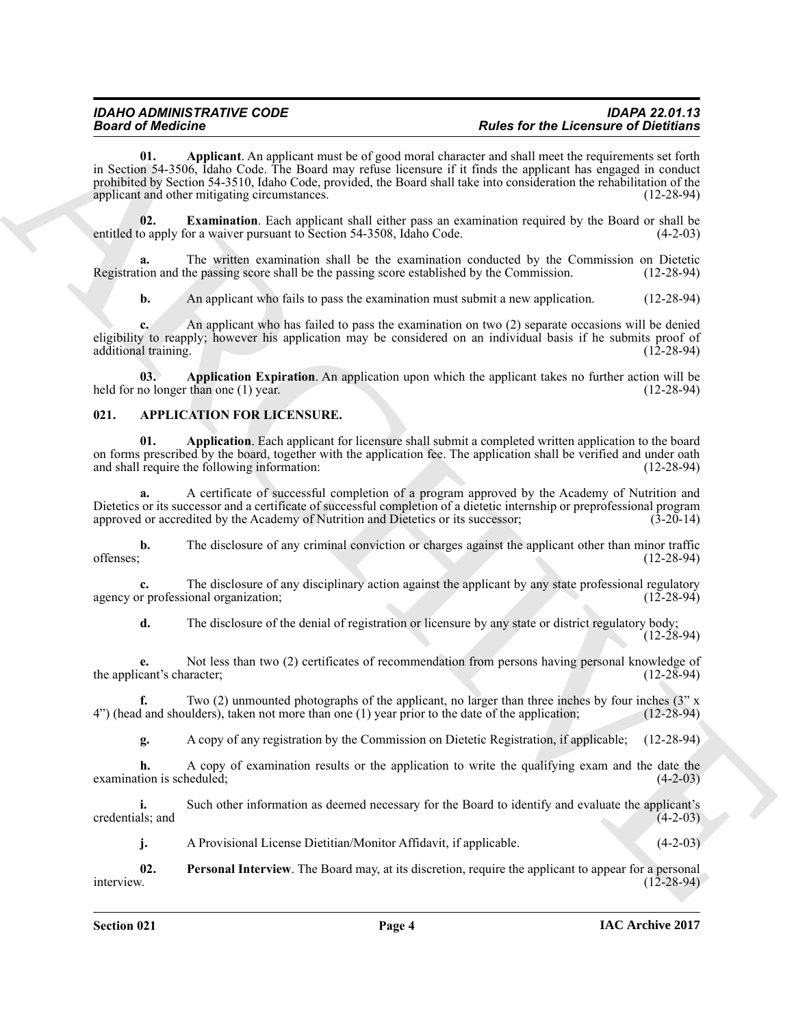**01. Applicant**. An applicant must be of good moral character and shall meet the requirements set forth in Section 54-3506, Idaho Code. The Board may refuse licensure if it finds the applicant has engaged in conduct prohibited by Section 54-3510, Idaho Code, provided, the Board shall take into consideration the rehabilitation of the applicant and other mitigating circumstances. (12-28-94)

**02. Examination**. Each applicant shall either pass an examination required by the Board or shall be entitled to apply for a waiver pursuant to Section 54-3508, Idaho Code. (4-2-03)

**a.** The written examination shall be the examination conducted by the Commission on Dietetic Registration and the passing score shall be the passing score established by the Commission. (12-28-94)

**b.** An applicant who fails to pass the examination must submit a new application. (12-28-94)

**c.** An applicant who has failed to pass the examination on two (2) separate occasions will be denied eligibility to reapply; however his application may be considered on an individual basis if he submits proof of additional training. (12-28-94)

**03. Application Expiration**. An application upon which the applicant takes no further action will be held for no longer than one (1) year. (12-28-94)

## 021. APPLICATION FOR LICENSURE.

**01. Application**. Each applicant for licensure shall submit a completed written application to the board on forms prescribed by the board, together with the application fee. The application shall be verified and under oath and shall require the following information: (12-28-94)

**a.** A certificate of successful completion of a program approved by the Academy of Nutrition and Dietetics or its successor and a certificate of successful completion of a dietetic internship or preprofessional program approved or accredited by the Academy of Nutrition and Dietetics or its successor; (3-20-14)

**b.** The disclosure of any criminal conviction or charges against the applicant other than minor traffic offenses; (12-28-94)

**c.** The disclosure of any disciplinary action against the applicant by any state professional regulatory agency or professional organization; (12-28-94)

**d.** The disclosure of the denial of registration or licensure by any state or district regulatory body; (12-28-94)

**e.** Not less than two (2) certificates of recommendation from persons having personal knowledge of the applicant's character; (12-28-94)

**f.** Two (2) unmounted photographs of the applicant, no larger than three inches by four inches (3" x 4") (head and shoulders), taken not more than one (1) year prior to the date of the application; (12-28-94)

**g.** A copy of any registration by the Commission on Dietetic Registration, if applicable; (12-28-94)

**h.** A copy of examination results or the application to write the qualifying exam and the date the examination is scheduled; (4-2-03)

**i.** Such other information as deemed necessary for the Board to identify and evaluate the applicant's credentials; and (4-2-03)

**j.** A Provisional License Dietitian/Monitor Affidavit, if applicable. (4-2-03)

**02. Personal Interview**. The Board may, at its discretion, require the applicant to appear for a personal interview. (12-28-94)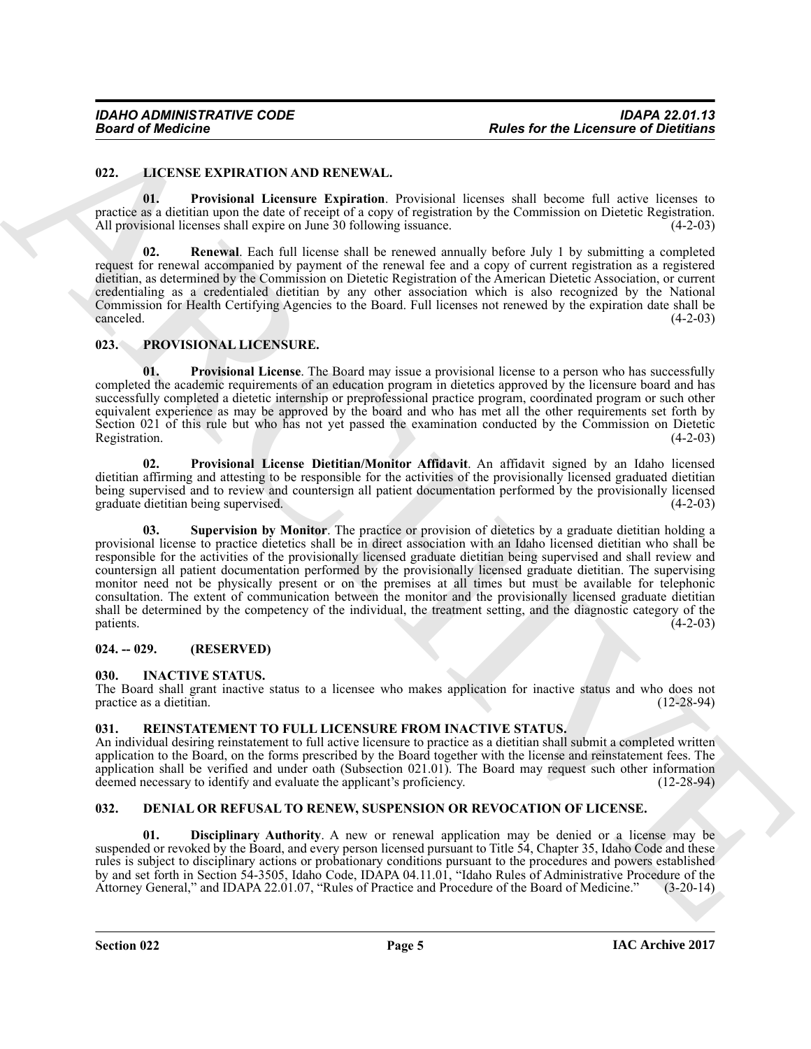### 022. LICENSE EXPIRATION AND RENEWAL.

**01. Provisional Licensure Expiration**. Provisional licenses shall become full active licenses to practice as a dietitian upon the date of receipt of a copy of registration by the Commission on Dietetic Registration. All provisional licenses shall expire on June 30 following issuance. (4-2-03)

**02. Renewal**. Each full license shall be renewed annually before July 1 by submitting a completed request for renewal accompanied by payment of the renewal fee and a copy of current registration as a registered dietitian, as determined by the Commission on Dietetic Registration of the American Dietetic Association, or current credentialing as a credentialed dietitian by any other association which is also recognized by the National Commission for Health Certifying Agencies to the Board. Full licenses not renewed by the expiration date shall be canceled. (4-2-03)

### 023. PROVISIONAL LICENSURE.

**01. Provisional License**. The Board may issue a provisional license to a person who has successfully completed the academic requirements of an education program in dietetics approved by the licensure board and has successfully completed a dietetic internship or preprofessional practice program, coordinated program or such other equivalent experience as may be approved by the board and who has met all the other requirements set forth by Section 021 of this rule but who has not yet passed the examination conducted by the Commission on Dietetic Registration. (4-2-03)

**02. Provisional License Dietitian/Monitor Affidavit**. An affidavit signed by an Idaho licensed dietitian affirming and attesting to be responsible for the activities of the provisionally licensed graduated dietitian being supervised and to review and countersign all patient documentation performed by the provisionally licensed graduate dietitian being supervised. (4-2-03)

**03. Supervision by Monitor**. The practice or provision of dietetics by a graduate dietitian holding a provisional license to practice dietetics shall be in direct association with an Idaho licensed dietitian who shall be responsible for the activities of the provisionally licensed graduate dietitian being supervised and shall review and countersign all patient documentation performed by the provisionally licensed graduate dietitian. The supervising monitor need not be physically present or on the premises at all times but must be available for telephonic consultation. The extent of communication between the monitor and the provisionally licensed graduate dietitian shall be determined by the competency of the individual, the treatment setting, and the diagnostic category of the patients. (4-2-03)

### 024. -- 029. (RESERVED)

### 030. INACTIVE STATUS.

The Board shall grant inactive status to a licensee who makes application for inactive status and who does not practice as a dietitian. (12-28-94)

### 031. REINSTATEMENT TO FULL LICENSURE FROM INACTIVE STATUS.

An individual desiring reinstatement to full active licensure to practice as a dietitian shall submit a completed written application to the Board, on the forms prescribed by the Board together with the license and reinstatement fees. The application shall be verified and under oath (Subsection 021.01). The Board may request such other information deemed necessary to identify and evaluate the applicant's proficiency. (12-28-94)

### 032. DENIAL OR REFUSAL TO RENEW, SUSPENSION OR REVOCATION OF LICENSE.

**01. Disciplinary Authority**. A new or renewal application may be denied or a license may be suspended or revoked by the Board, and every person licensed pursuant to Title 54, Chapter 35, Idaho Code and these rules is subject to disciplinary actions or probationary conditions pursuant to the procedures and powers established by and set forth in Section 54-3505, Idaho Code, IDAPA 04.11.01, "Idaho Rules of Administrative Procedure of the Attorney General," and IDAPA 22.01.07, "Rules of Practice and Procedure of the Board of Medicine." (3-20-14)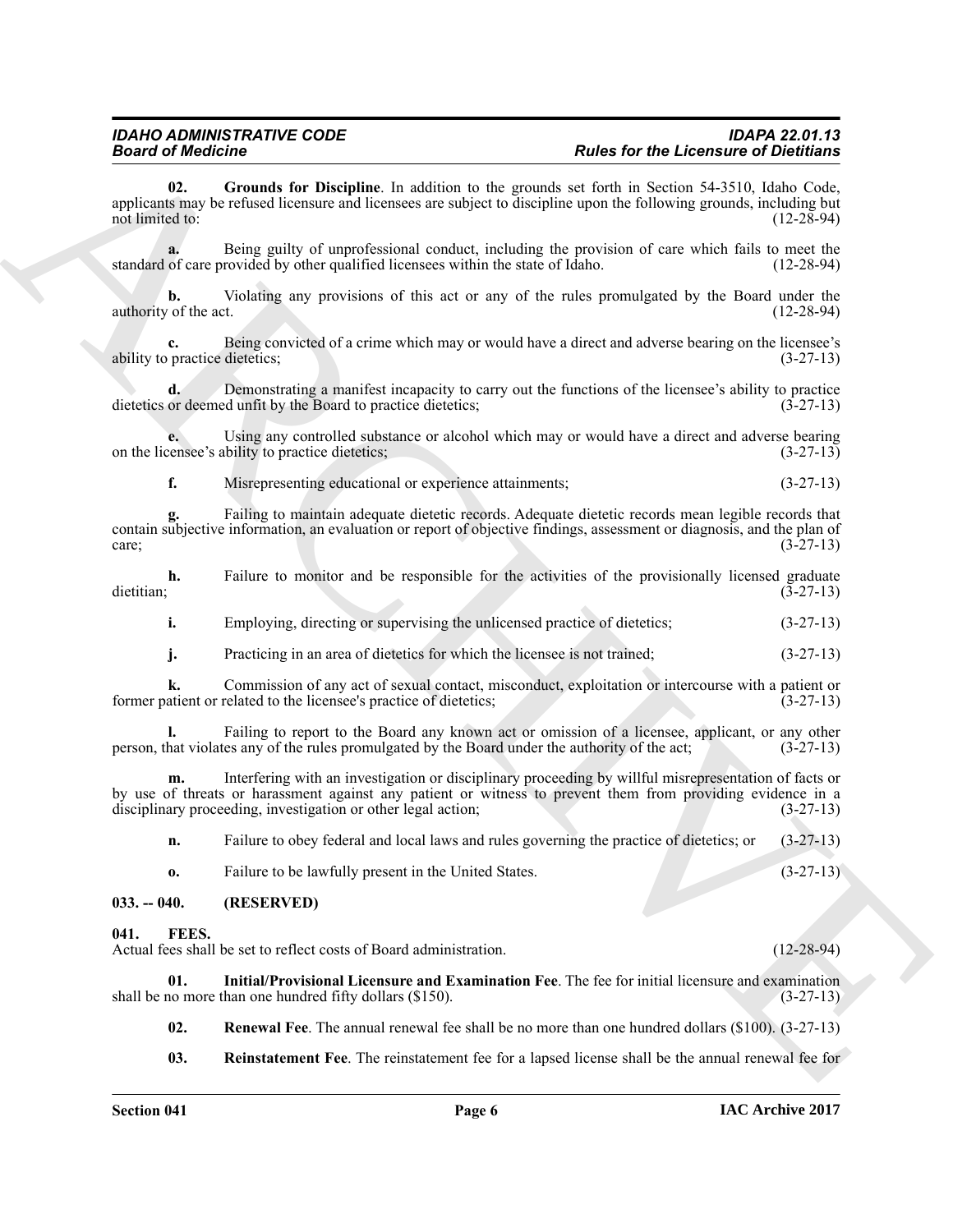**02. Grounds for Discipline**. In addition to the grounds set forth in Section 54-3510, Idaho Code, applicants may be refused licensure and licensees are subject to discipline upon the following grounds, including but not limited to: (12-28-94)

**a.** Being guilty of unprofessional conduct, including the provision of care which fails to meet the standard of care provided by other qualified licensees within the state of Idaho. (12-28-94)

**b.** Violating any provisions of this act or any of the rules promulgated by the Board under the authority of the act. (12-28-94)

**c.** Being convicted of a crime which may or would have a direct and adverse bearing on the licensee's ability to practice dietetics; (3-27-13)

**d.** Demonstrating a manifest incapacity to carry out the functions of the licensee's ability to practice dietetics or deemed unfit by the Board to practice dietetics; (3-27-13)

**e.** Using any controlled substance or alcohol which may or would have a direct and adverse bearing on the licensee's ability to practice dietetics; (3-27-13)

**f.** Misrepresenting educational or experience attainments; (3-27-13)

**g.** Failing to maintain adequate dietetic records. Adequate dietetic records mean legible records that contain subjective information, an evaluation or report of objective findings, assessment or diagnosis, and the plan of care; (3-27-13)

**h.** Failure to monitor and be responsible for the activities of the provisionally licensed graduate dietitian; (3-27-13)

**i.** Employing, directing or supervising the unlicensed practice of dietetics; (3-27-13)

**j.** Practicing in an area of dietetics for which the licensee is not trained; (3-27-13)

**k.** Commission of any act of sexual contact, misconduct, exploitation or intercourse with a patient or former patient or related to the licensee's practice of dietetics; (3-27-13)

**l.** Failing to report to the Board any known act or omission of a licensee, applicant, or any other person, that violates any of the rules promulgated by the Board under the authority of the act; (3-27-13)

**m.** Interfering with an investigation or disciplinary proceeding by willful misrepresentation of facts or by use of threats or harassment against any patient or witness to prevent them from providing evidence in a disciplinary proceeding, investigation or other legal action; (3-27-13)

**n.** Failure to obey federal and local laws and rules governing the practice of dietetics; or (3-27-13)

**o.** Failure to be lawfully present in the United States. (3-27-13)

## 033. -- 040. (RESERVED)

## 041. FEES.

Actual fees shall be set to reflect costs of Board administration. (12-28-94)

**01. Initial/Provisional Licensure and Examination Fee**. The fee for initial licensure and examination shall be no more than one hundred fifty dollars ($150). (3-27-13)

**02. Renewal Fee**. The annual renewal fee shall be no more than one hundred dollars ($100). (3-27-13)

**03. Reinstatement Fee**. The reinstatement fee for a lapsed license shall be the annual renewal fee for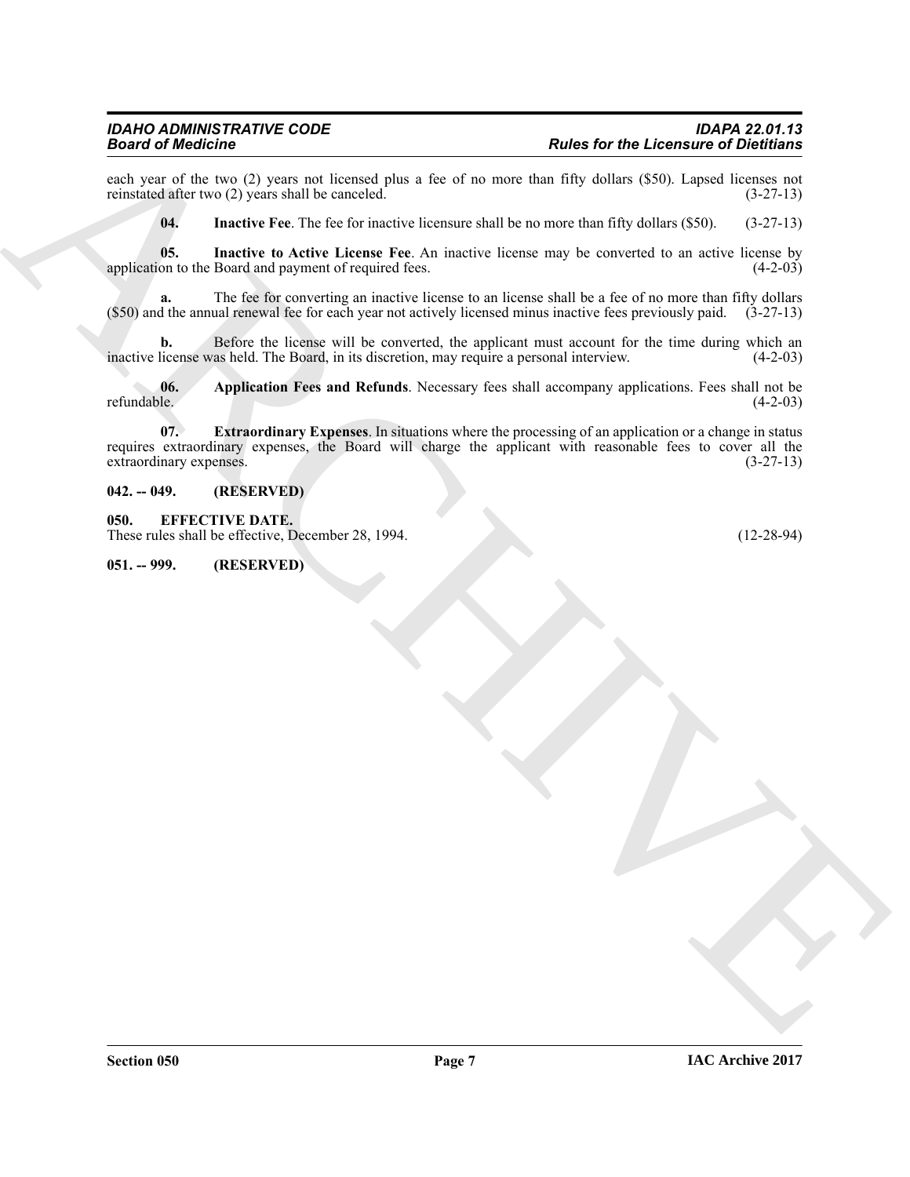each year of the two (2) years not licensed plus a fee of no more than fifty dollars ($50). Lapsed licenses not reinstated after two (2) years shall be canceled. (3-27-13)

**04. Inactive Fee**. The fee for inactive licensure shall be no more than fifty dollars ($50). (3-27-13)

**05. Inactive to Active License Fee**. An inactive license may be converted to an active license by application to the Board and payment of required fees. (4-2-03)

**a.** The fee for converting an inactive license to an license shall be a fee of no more than fifty dollars ($50) and the annual renewal fee for each year not actively licensed minus inactive fees previously paid. (3-27-13)

**b.** Before the license will be converted, the applicant must account for the time during which an inactive license was held. The Board, in its discretion, may require a personal interview. (4-2-03)

**06. Application Fees and Refunds**. Necessary fees shall accompany applications. Fees shall not be refundable. (4-2-03)

**07. Extraordinary Expenses**. In situations where the processing of an application or a change in status requires extraordinary expenses, the Board will charge the applicant with reasonable fees to cover all the extraordinary expenses. (3-27-13)

**042. -- 049. (RESERVED)**

**050. EFFECTIVE DATE.**

These rules shall be effective, December 28, 1994. (12-28-94)

**051. -- 999. (RESERVED)**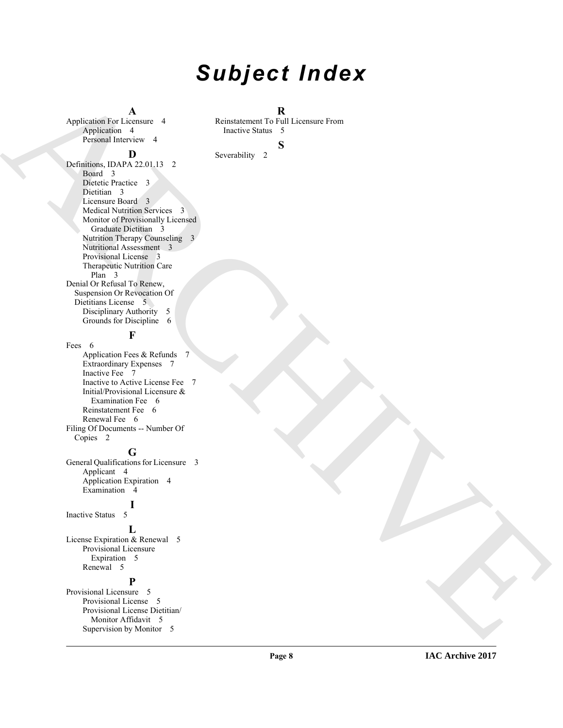# Subject Index

**A**

Application For Licensure 4
- Application 4
- Personal Interview 4

**D**

Definitions, IDAPA 22.01.13 2
- Board 3
- Dietetic Practice 3
- Dietitian 3
- Licensure Board 3
- Medical Nutrition Services 3
- Monitor of Provisionally Licensed Graduate Dietitian 3
- Nutrition Therapy Counseling 3
- Nutritional Assessment 3
- Provisional License 3
- Therapeutic Nutrition Care Plan 3

Denial Or Refusal To Renew, Suspension Or Revocation Of Dietitians License 5
- Disciplinary Authority 5
- Grounds for Discipline 6

**F**

Fees 6
- Application Fees & Refunds 7
- Extraordinary Expenses 7
- Inactive Fee 7
- Inactive to Active License Fee 7
- Initial/Provisional Licensure & Examination Fee 6
- Reinstatement Fee 6
- Renewal Fee 6

Filing Of Documents -- Number Of Copies 2

**G**

General Qualifications for Licensure 3
- Applicant 4
- Application Expiration 4
- Examination 4

**I**

Inactive Status 5

**L**

License Expiration & Renewal 5
- Provisional Licensure Expiration 5
- Renewal 5

**P**

Provisional Licensure 5
- Provisional License 5
- Provisional License Dietitian/ Monitor Affidavit 5
- Supervision by Monitor 5

**R**

Reinstatement To Full Licensure From Inactive Status 5

**S**

Severability 2